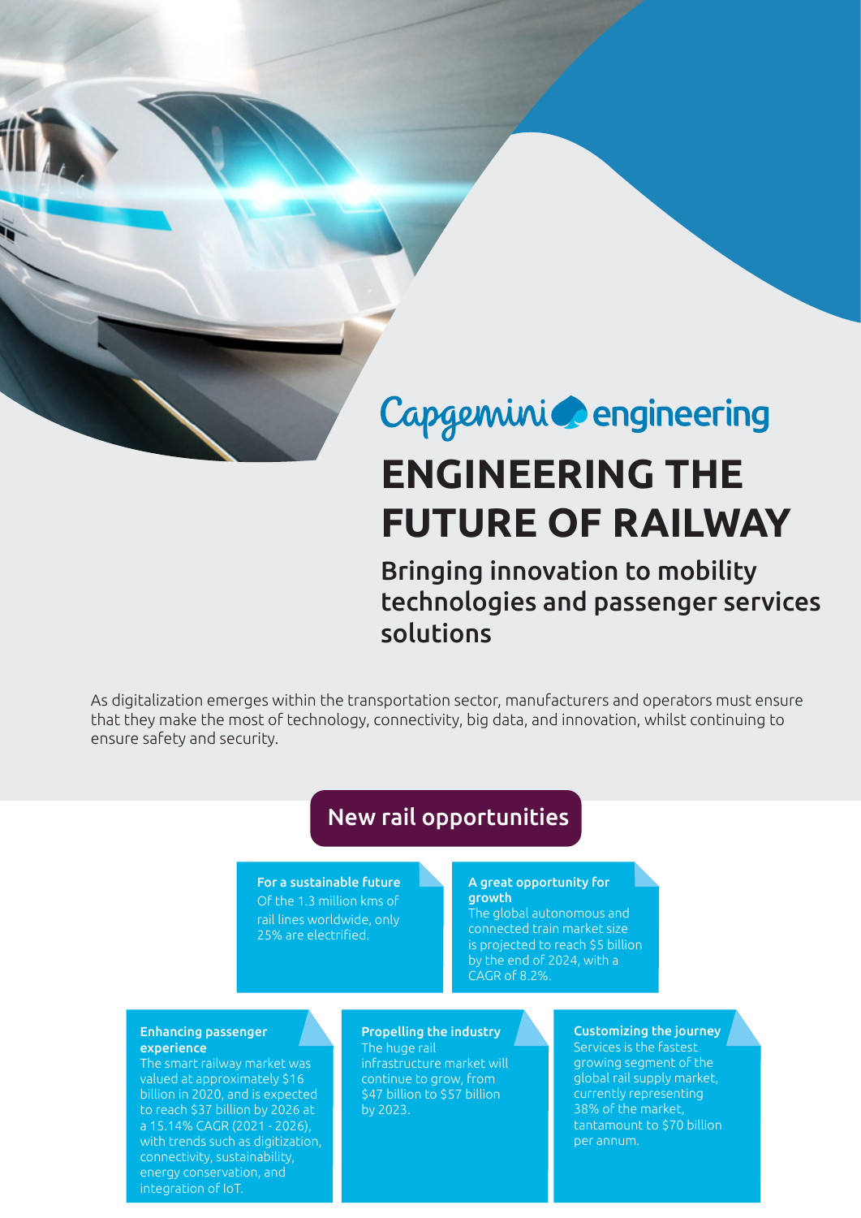Capgemini engineering

# ENGINEERING THE FUTURE OF RAILWAY

## Bringing innovation to mobility technologies and passenger services solutions

As digitalization emerges within the transportation sector, manufacturers and operators must ensure that they make the most of technology, connectivity, big data, and innovation, whilst continuing to ensure safety and security.

## New rail opportunities

**For a sustainable future**
Of the 1.3 million kms of rail lines worldwide, only 25% are electrified.

**A great opportunity for growth**
The global autonomous and connected train market size is projected to reach $5 billion by the end of 2024, with a CAGR of 8.2%.

**Enhancing passenger experience**
The smart railway market was valued at approximately $16 billion in 2020, and is expected to reach $37 billion by 2026 at a 15.14% CAGR (2021 - 2026), with trends such as digitization, connectivity, sustainability, energy conservation, and integration of IoT.

**Propelling the industry**
The huge rail infrastructure market will continue to grow, from $47 billion to $57 billion by 2023.

**Customizing the journey**
Services is the fastest growing segment of the global rail supply market, currently representing 38% of the market, tantamount to $70 billion per annum.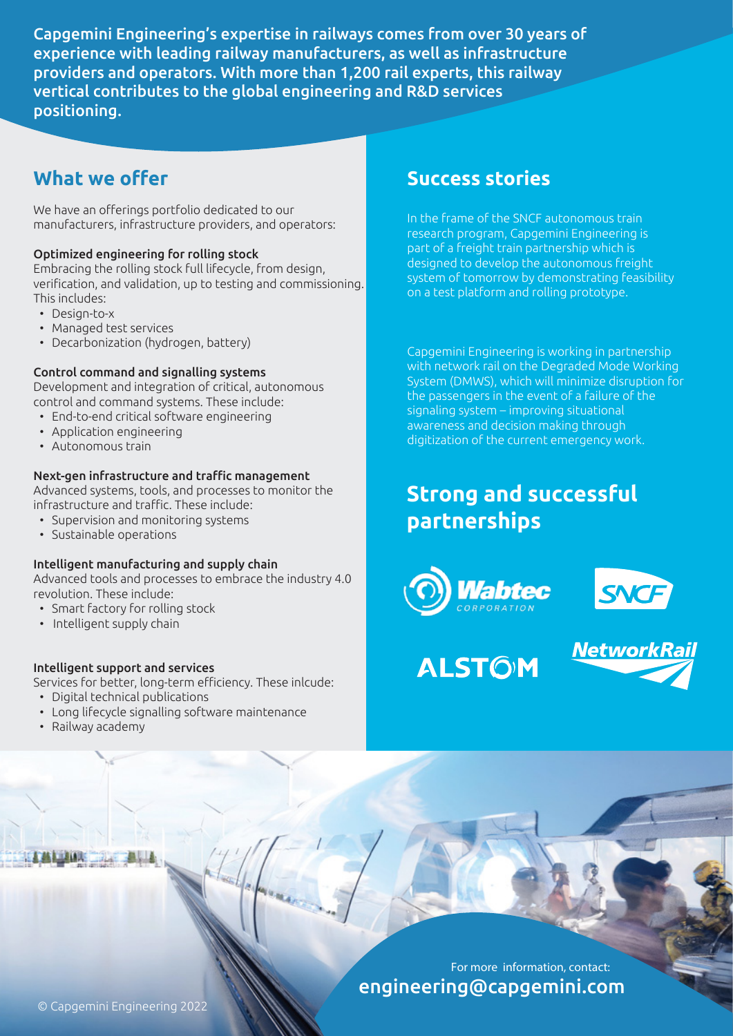Capgemini Engineering's expertise in railways comes from over 30 years of experience with leading railway manufacturers, as well as infrastructure providers and operators. With more than 1,200 rail experts, this railway vertical contributes to the global engineering and R&D services positioning.

## What we offer

We have an offerings portfolio dedicated to our manufacturers, infrastructure providers, and operators:

**Optimized engineering for rolling stock**
Embracing the rolling stock full lifecycle, from design, verification, and validation, up to testing and commissioning. This includes:

- Design-to-x
- Managed test services
- Decarbonization (hydrogen, battery)

**Control command and signalling systems**
Development and integration of critical, autonomous control and command systems. These include:

- End-to-end critical software engineering
- Application engineering
- Autonomous train

**Next-gen infrastructure and traffic management**
Advanced systems, tools, and processes to monitor the infrastructure and traffic. These include:

- Supervision and monitoring systems
- Sustainable operations

**Intelligent manufacturing and supply chain**
Advanced tools and processes to embrace the industry 4.0 revolution. These include:

- Smart factory for rolling stock
- Intelligent supply chain

**Intelligent support and services**
Services for better, long-term efficiency. These inlcude:

- Digital technical publications
- Long lifecycle signalling software maintenance
- Railway academy

## Success stories

In the frame of the SNCF autonomous train research program, Capgemini Engineering is part of a freight train partnership which is designed to develop the autonomous freight system of tomorrow by demonstrating feasibility on a test platform and rolling prototype.

Capgemini Engineering is working in partnership with network rail on the Degraded Mode Working System (DMWS), which will minimize disruption for the passengers in the event of a failure of the signaling system – improving situational awareness and decision making through digitization of the current emergency work.

## Strong and successful partnerships

Wabtec CORPORATION

SNCF

ALSTOM

NetworkRail

For more information, contact:
engineering@capgemini.com

© Capgemini Engineering 2022